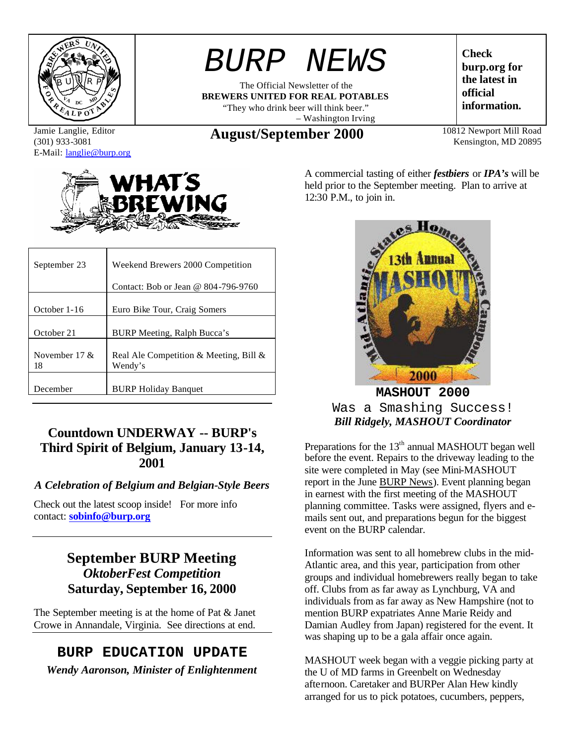# BURP NEWS

The Official Newsletter of the
**BREWERS UNITED FOR REAL POTABLES**
"They who drink beer will think beer."
– Washington Irving

**Check burp.org for the latest in official information.**

Jamie Langlie, Editor
(301) 933-3081
E-Mail: langlie@burp.org

## August/September 2000

10812 Newport Mill Road
Kensington, MD 20895

## What's Brewing

| | |
|---|---|
| September 23 | Weekend Brewers 2000 Competition<br>Contact: Bob or Jean @ 804-796-9760 |
| October 1-16 | Euro Bike Tour, Craig Somers |
| October 21 | BURP Meeting, Ralph Bucca's |
| November 17 & 18 | Real Ale Competition & Meeting, Bill & Wendy's |
| December | BURP Holiday Banquet |

## Countdown UNDERWAY -- BURP's Third Spirit of Belgium, January 13-14, 2001

***A Celebration of Belgium and Belgian-Style Beers***

Check out the latest scoop inside! For more info contact: **sobinfo@burp.org**

## September BURP Meeting
### *OktoberFest Competition*
### Saturday, September 16, 2000

The September meeting is at the home of Pat & Janet Crowe in Annandale, Virginia. See directions at end.

## BURP EDUCATION UPDATE

***Wendy Aaronson, Minister of Enlightenment***

A commercial tasting of either ***festbiers*** or ***IPA's*** will be held prior to the September meeting. Plan to arrive at 12:30 P.M., to join in.

## MASHOUT 2000
### Was a Smashing Success!

***Bill Ridgely, MASHOUT Coordinator***

Preparations for the 13th annual MASHOUT began well before the event. Repairs to the driveway leading to the site were completed in May (see Mini-MASHOUT report in the June BURP News). Event planning began in earnest with the first meeting of the MASHOUT planning committee. Tasks were assigned, flyers and e-mails sent out, and preparations begun for the biggest event on the BURP calendar.

Information was sent to all homebrew clubs in the mid-Atlantic area, and this year, participation from other groups and individual homebrewers really began to take off. Clubs from as far away as Lynchburg, VA and individuals from as far away as New Hampshire (not to mention BURP expatriates Anne Marie Reidy and Damian Audley from Japan) registered for the event. It was shaping up to be a gala affair once again.

MASHOUT week began with a veggie picking party at the U of MD farms in Greenbelt on Wednesday afternoon. Caretaker and BURPer Alan Hew kindly arranged for us to pick potatoes, cucumbers, peppers,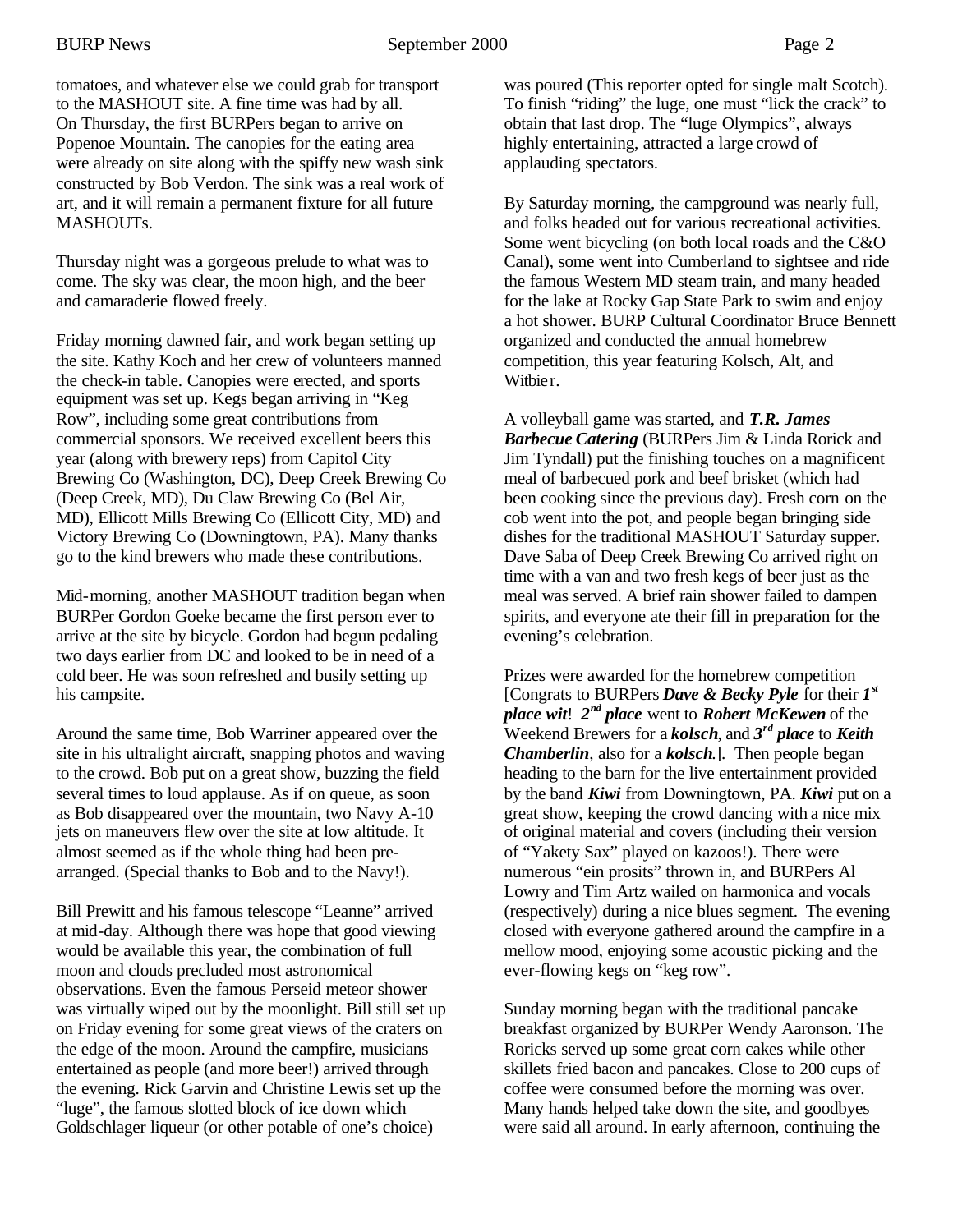tomatoes, and whatever else we could grab for transport to the MASHOUT site. A fine time was had by all.
On Thursday, the first BURPers began to arrive on Popenoe Mountain. The canopies for the eating area were already on site along with the spiffy new wash sink constructed by Bob Verdon. The sink was a real work of art, and it will remain a permanent fixture for all future MASHOUTs.

Thursday night was a gorgeous prelude to what was to come. The sky was clear, the moon high, and the beer and camaraderie flowed freely.

Friday morning dawned fair, and work began setting up the site. Kathy Koch and her crew of volunteers manned the check-in table. Canopies were erected, and sports equipment was set up. Kegs began arriving in "Keg Row", including some great contributions from commercial sponsors. We received excellent beers this year (along with brewery reps) from Capitol City Brewing Co (Washington, DC), Deep Creek Brewing Co (Deep Creek, MD), Du Claw Brewing Co (Bel Air, MD), Ellicott Mills Brewing Co (Ellicott City, MD) and Victory Brewing Co (Downingtown, PA). Many thanks go to the kind brewers who made these contributions.

Mid-morning, another MASHOUT tradition began when BURPer Gordon Goeke became the first person ever to arrive at the site by bicycle. Gordon had begun pedaling two days earlier from DC and looked to be in need of a cold beer. He was soon refreshed and busily setting up his campsite.

Around the same time, Bob Warriner appeared over the site in his ultralight aircraft, snapping photos and waving to the crowd. Bob put on a great show, buzzing the field several times to loud applause. As if on queue, as soon as Bob disappeared over the mountain, two Navy A-10 jets on maneuvers flew over the site at low altitude. It almost seemed as if the whole thing had been pre-arranged. (Special thanks to Bob and to the Navy!).

Bill Prewitt and his famous telescope "Leanne" arrived at mid-day. Although there was hope that good viewing would be available this year, the combination of full moon and clouds precluded most astronomical observations. Even the famous Perseid meteor shower was virtually wiped out by the moonlight. Bill still set up on Friday evening for some great views of the craters on the edge of the moon. Around the campfire, musicians entertained as people (and more beer!) arrived through the evening. Rick Garvin and Christine Lewis set up the "luge", the famous slotted block of ice down which Goldschlager liqueur (or other potable of one's choice) was poured (This reporter opted for single malt Scotch). To finish "riding" the luge, one must "lick the crack" to obtain that last drop. The "luge Olympics", always highly entertaining, attracted a large crowd of applauding spectators.

By Saturday morning, the campground was nearly full, and folks headed out for various recreational activities. Some went bicycling (on both local roads and the C&O Canal), some went into Cumberland to sightsee and ride the famous Western MD steam train, and many headed for the lake at Rocky Gap State Park to swim and enjoy a hot shower. BURP Cultural Coordinator Bruce Bennett organized and conducted the annual homebrew competition, this year featuring Kolsch, Alt, and Witbier.

A volleyball game was started, and ***T.R. James Barbecue Catering*** (BURPers Jim & Linda Rorick and Jim Tyndall) put the finishing touches on a magnificent meal of barbecued pork and beef brisket (which had been cooking since the previous day). Fresh corn on the cob went into the pot, and people began bringing side dishes for the traditional MASHOUT Saturday supper. Dave Saba of Deep Creek Brewing Co arrived right on time with a van and two fresh kegs of beer just as the meal was served. A brief rain shower failed to dampen spirits, and everyone ate their fill in preparation for the evening's celebration.

Prizes were awarded for the homebrew competition [Congrats to BURPers ***Dave & Becky Pyle*** for their ***1st place wit***! ***2nd place*** went to ***Robert McKewen*** of the Weekend Brewers for a ***kolsch***, and ***3rd place*** to ***Keith Chamberlin***, also for a ***kolsch***.]. Then people began heading to the barn for the live entertainment provided by the band ***Kiwi*** from Downingtown, PA. ***Kiwi*** put on a great show, keeping the crowd dancing with a nice mix of original material and covers (including their version of "Yakety Sax" played on kazoos!). There were numerous "ein prosits" thrown in, and BURPers Al Lowry and Tim Artz wailed on harmonica and vocals (respectively) during a nice blues segment. The evening closed with everyone gathered around the campfire in a mellow mood, enjoying some acoustic picking and the ever-flowing kegs on "keg row".

Sunday morning began with the traditional pancake breakfast organized by BURPer Wendy Aaronson. The Roricks served up some great corn cakes while other skillets fried bacon and pancakes. Close to 200 cups of coffee were consumed before the morning was over. Many hands helped take down the site, and goodbyes were said all around. In early afternoon, continuing the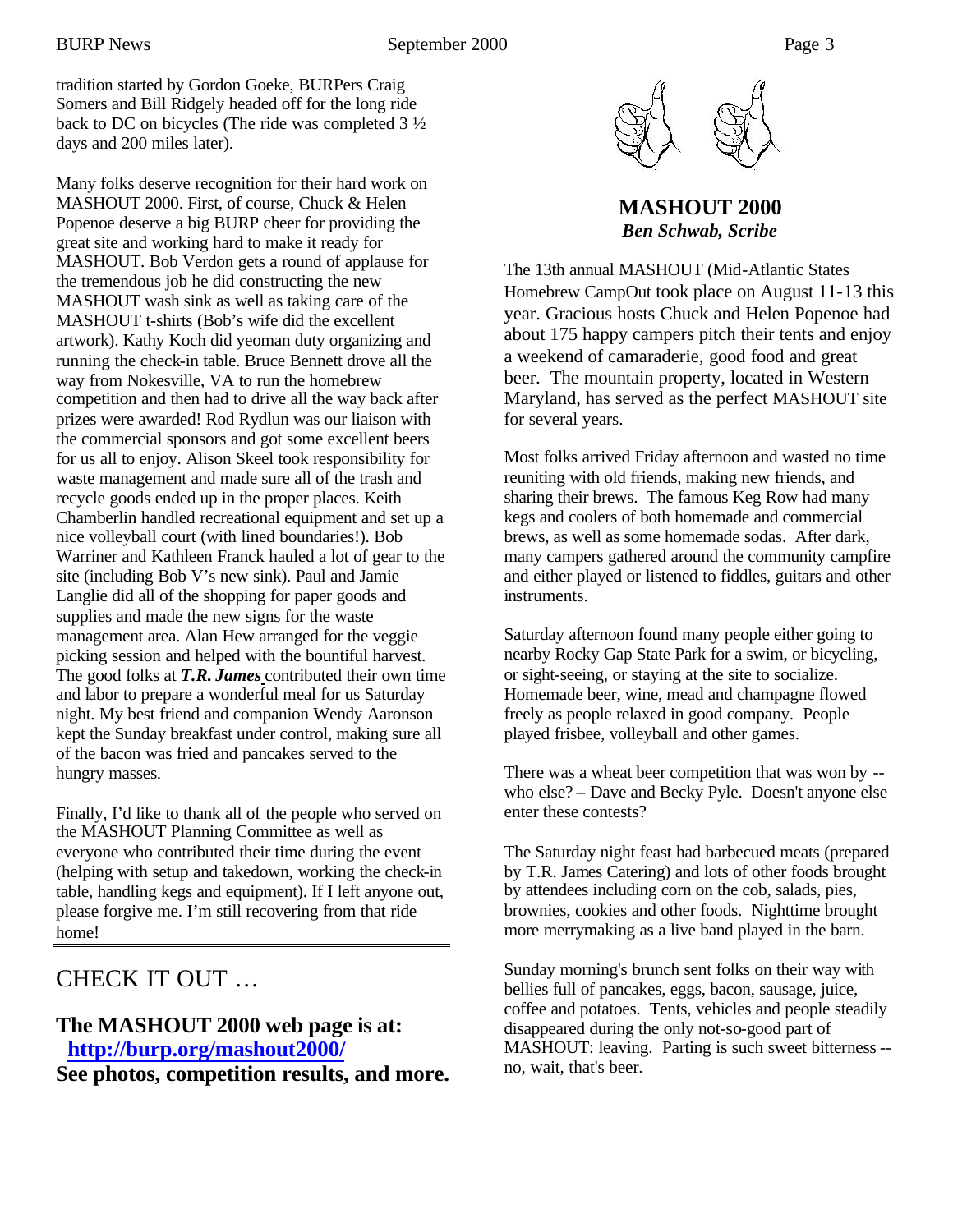tradition started by Gordon Goeke, BURPers Craig Somers and Bill Ridgely headed off for the long ride back to DC on bicycles (The ride was completed 3 ½ days and 200 miles later).

Many folks deserve recognition for their hard work on MASHOUT 2000. First, of course, Chuck & Helen Popenoe deserve a big BURP cheer for providing the great site and working hard to make it ready for MASHOUT. Bob Verdon gets a round of applause for the tremendous job he did constructing the new MASHOUT wash sink as well as taking care of the MASHOUT t-shirts (Bob's wife did the excellent artwork). Kathy Koch did yeoman duty organizing and running the check-in table. Bruce Bennett drove all the way from Nokesville, VA to run the homebrew competition and then had to drive all the way back after prizes were awarded! Rod Rydlun was our liaison with the commercial sponsors and got some excellent beers for us all to enjoy. Alison Skeel took responsibility for waste management and made sure all of the trash and recycle goods ended up in the proper places. Keith Chamberlin handled recreational equipment and set up a nice volleyball court (with lined boundaries!). Bob Warriner and Kathleen Franck hauled a lot of gear to the site (including Bob V's new sink). Paul and Jamie Langlie did all of the shopping for paper goods and supplies and made the new signs for the waste management area. Alan Hew arranged for the veggie picking session and helped with the bountiful harvest. The good folks at ***T.R. James*** contributed their own time and labor to prepare a wonderful meal for us Saturday night. My best friend and companion Wendy Aaronson kept the Sunday breakfast under control, making sure all of the bacon was fried and pancakes served to the hungry masses.

Finally, I'd like to thank all of the people who served on the MASHOUT Planning Committee as well as everyone who contributed their time during the event (helping with setup and takedown, working the check-in table, handling kegs and equipment). If I left anyone out, please forgive me. I'm still recovering from that ride home!

---

## CHECK IT OUT …

**The MASHOUT 2000 web page is at:**
**http://burp.org/mashout2000/**
**See photos, competition results, and more.**

---

## MASHOUT 2000

***Ben Schwab, Scribe***

The 13th annual MASHOUT (Mid-Atlantic States Homebrew CampOut took place on August 11-13 this year. Gracious hosts Chuck and Helen Popenoe had about 175 happy campers pitch their tents and enjoy a weekend of camaraderie, good food and great beer. The mountain property, located in Western Maryland, has served as the perfect MASHOUT site for several years.

Most folks arrived Friday afternoon and wasted no time reuniting with old friends, making new friends, and sharing their brews. The famous Keg Row had many kegs and coolers of both homemade and commercial brews, as well as some homemade sodas. After dark, many campers gathered around the community campfire and either played or listened to fiddles, guitars and other instruments.

Saturday afternoon found many people either going to nearby Rocky Gap State Park for a swim, or bicycling, or sight-seeing, or staying at the site to socialize. Homemade beer, wine, mead and champagne flowed freely as people relaxed in good company. People played frisbee, volleyball and other games.

There was a wheat beer competition that was won by -- who else? – Dave and Becky Pyle. Doesn't anyone else enter these contests?

The Saturday night feast had barbecued meats (prepared by T.R. James Catering) and lots of other foods brought by attendees including corn on the cob, salads, pies, brownies, cookies and other foods. Nighttime brought more merrymaking as a live band played in the barn.

Sunday morning's brunch sent folks on their way with bellies full of pancakes, eggs, bacon, sausage, juice, coffee and potatoes. Tents, vehicles and people steadily disappeared during the only not-so-good part of MASHOUT: leaving. Parting is such sweet bitterness -- no, wait, that's beer.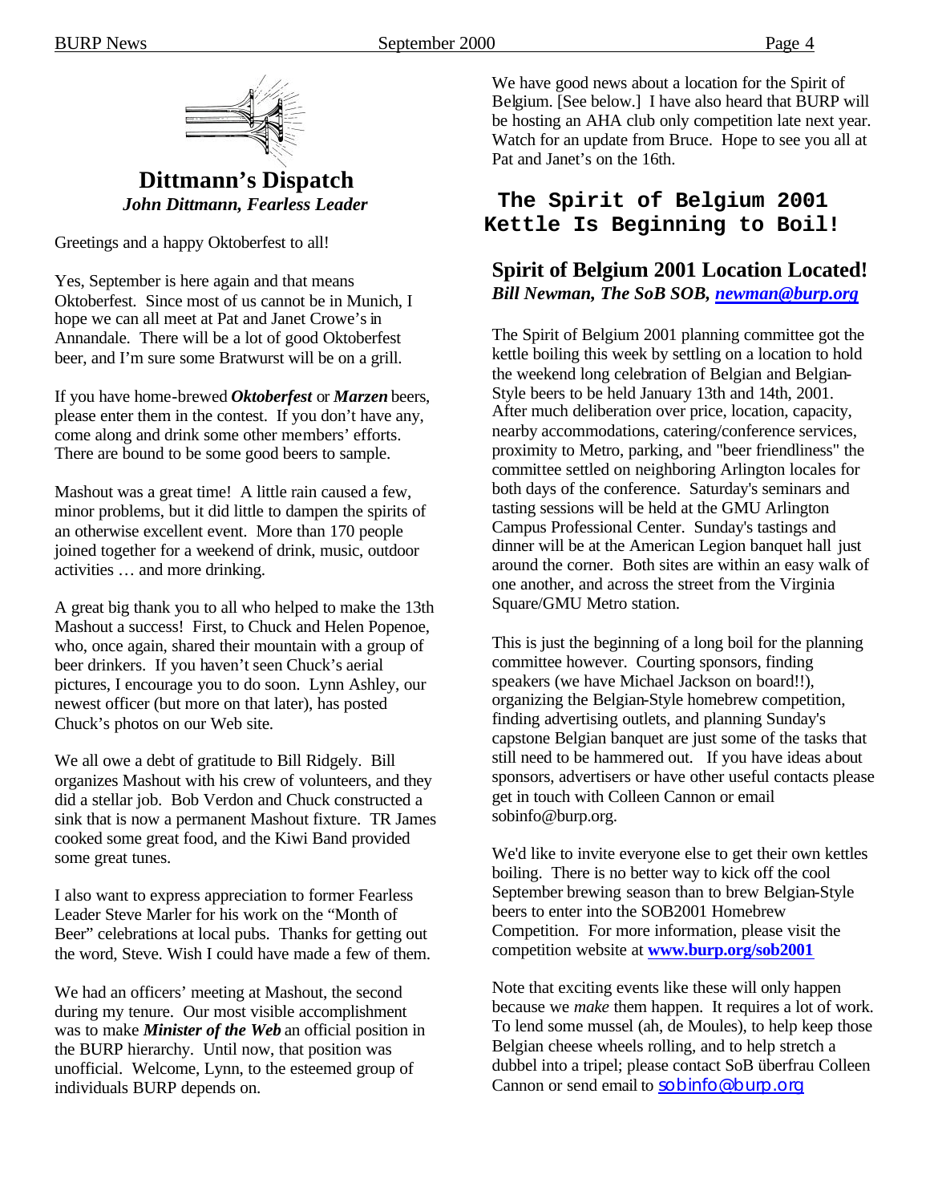## Dittmann's Dispatch

*John Dittmann, Fearless Leader*

Greetings and a happy Oktoberfest to all!

Yes, September is here again and that means Oktoberfest. Since most of us cannot be in Munich, I hope we can all meet at Pat and Janet Crowe's in Annandale. There will be a lot of good Oktoberfest beer, and I'm sure some Bratwurst will be on a grill.

If you have home-brewed ***Oktoberfest*** or ***Marzen*** beers, please enter them in the contest. If you don't have any, come along and drink some other members' efforts. There are bound to be some good beers to sample.

Mashout was a great time! A little rain caused a few, minor problems, but it did little to dampen the spirits of an otherwise excellent event. More than 170 people joined together for a weekend of drink, music, outdoor activities … and more drinking.

A great big thank you to all who helped to make the 13th Mashout a success! First, to Chuck and Helen Popenoe, who, once again, shared their mountain with a group of beer drinkers. If you haven't seen Chuck's aerial pictures, I encourage you to do soon. Lynn Ashley, our newest officer (but more on that later), has posted Chuck's photos on our Web site.

We all owe a debt of gratitude to Bill Ridgely. Bill organizes Mashout with his crew of volunteers, and they did a stellar job. Bob Verdon and Chuck constructed a sink that is now a permanent Mashout fixture. TR James cooked some great food, and the Kiwi Band provided some great tunes.

I also want to express appreciation to former Fearless Leader Steve Marler for his work on the "Month of Beer" celebrations at local pubs. Thanks for getting out the word, Steve. Wish I could have made a few of them.

We had an officers' meeting at Mashout, the second during my tenure. Our most visible accomplishment was to make ***Minister of the Web*** an official position in the BURP hierarchy. Until now, that position was unofficial. Welcome, Lynn, to the esteemed group of individuals BURP depends on.

We have good news about a location for the Spirit of Belgium. [See below.] I have also heard that BURP will be hosting an AHA club only competition late next year. Watch for an update from Bruce. Hope to see you all at Pat and Janet's on the 16th.

## The Spirit of Belgium 2001 Kettle Is Beginning to Boil!

### Spirit of Belgium 2001 Location Located!

***Bill Newman, The SoB SOB, newman@burp.org***

The Spirit of Belgium 2001 planning committee got the kettle boiling this week by settling on a location to hold the weekend long celebration of Belgian and Belgian-Style beers to be held January 13th and 14th, 2001. After much deliberation over price, location, capacity, nearby accommodations, catering/conference services, proximity to Metro, parking, and "beer friendliness" the committee settled on neighboring Arlington locales for both days of the conference. Saturday's seminars and tasting sessions will be held at the GMU Arlington Campus Professional Center. Sunday's tastings and dinner will be at the American Legion banquet hall just around the corner. Both sites are within an easy walk of one another, and across the street from the Virginia Square/GMU Metro station.

This is just the beginning of a long boil for the planning committee however. Courting sponsors, finding speakers (we have Michael Jackson on board!!), organizing the Belgian-Style homebrew competition, finding advertising outlets, and planning Sunday's capstone Belgian banquet are just some of the tasks that still need to be hammered out. If you have ideas about sponsors, advertisers or have other useful contacts please get in touch with Colleen Cannon or email sobinfo@burp.org.

We'd like to invite everyone else to get their own kettles boiling. There is no better way to kick off the cool September brewing season than to brew Belgian-Style beers to enter into the SOB2001 Homebrew Competition. For more information, please visit the competition website at **www.burp.org/sob2001**

Note that exciting events like these will only happen because we *make* them happen. It requires a lot of work. To lend some mussel (ah, de Moules), to help keep those Belgian cheese wheels rolling, and to help stretch a dubbel into a tripel; please contact SoB überfrau Colleen Cannon or send email to sobinfo@burp.org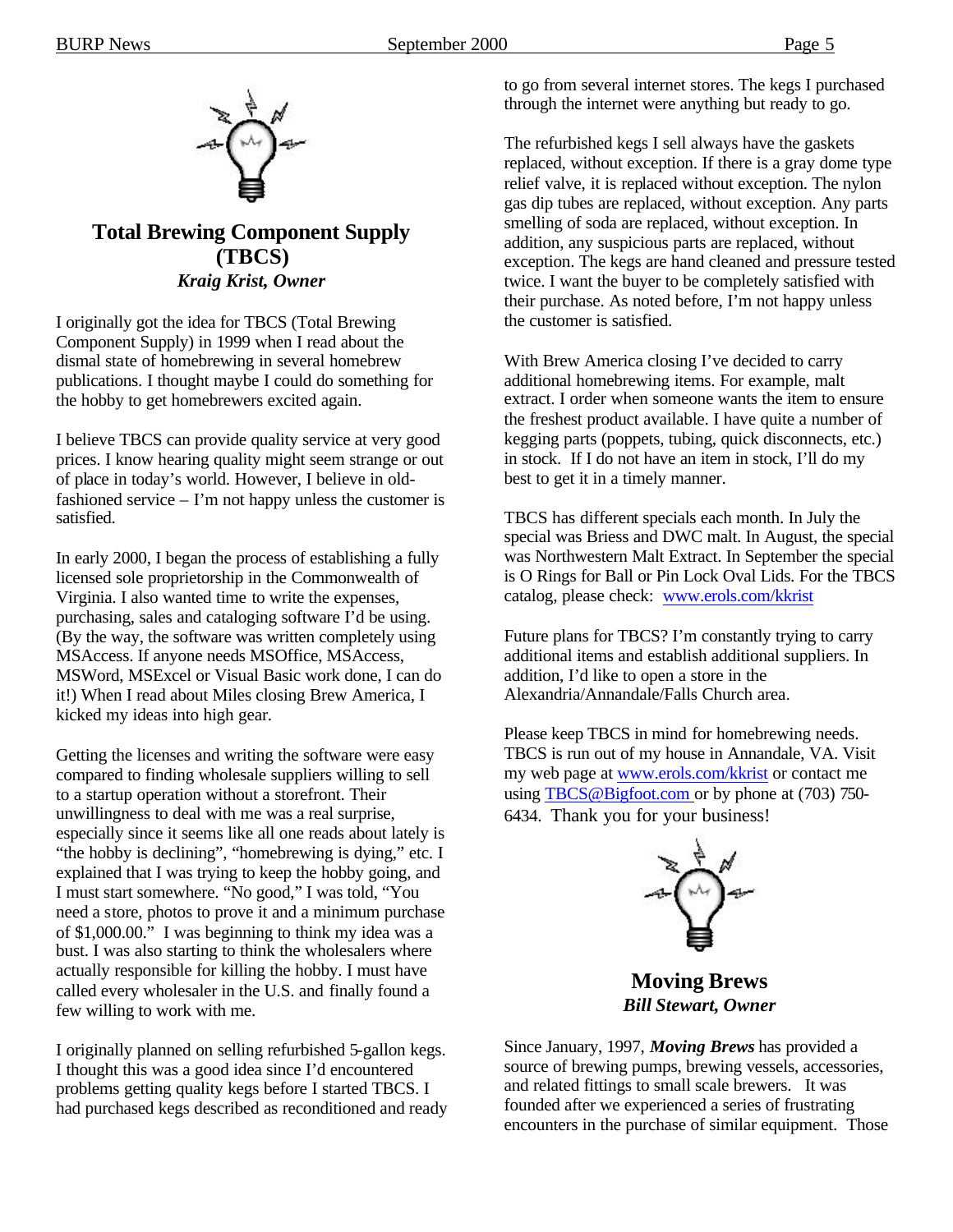## Total Brewing Component Supply (TBCS)

***Kraig Krist, Owner***

I originally got the idea for TBCS (Total Brewing Component Supply) in 1999 when I read about the dismal state of homebrewing in several homebrew publications. I thought maybe I could do something for the hobby to get homebrewers excited again.

I believe TBCS can provide quality service at very good prices. I know hearing quality might seem strange or out of place in today's world. However, I believe in old-fashioned service – I'm not happy unless the customer is satisfied.

In early 2000, I began the process of establishing a fully licensed sole proprietorship in the Commonwealth of Virginia. I also wanted time to write the expenses, purchasing, sales and cataloging software I'd be using. (By the way, the software was written completely using MSAccess. If anyone needs MSOffice, MSAccess, MSWord, MSExcel or Visual Basic work done, I can do it!) When I read about Miles closing Brew America, I kicked my ideas into high gear.

Getting the licenses and writing the software were easy compared to finding wholesale suppliers willing to sell to a startup operation without a storefront. Their unwillingness to deal with me was a real surprise, especially since it seems like all one reads about lately is "the hobby is declining", "homebrewing is dying," etc. I explained that I was trying to keep the hobby going, and I must start somewhere. "No good," I was told, "You need a store, photos to prove it and a minimum purchase of $1,000.00." I was beginning to think my idea was a bust. I was also starting to think the wholesalers where actually responsible for killing the hobby. I must have called every wholesaler in the U.S. and finally found a few willing to work with me.

I originally planned on selling refurbished 5-gallon kegs. I thought this was a good idea since I'd encountered problems getting quality kegs before I started TBCS. I had purchased kegs described as reconditioned and ready to go from several internet stores. The kegs I purchased through the internet were anything but ready to go.

The refurbished kegs I sell always have the gaskets replaced, without exception. If there is a gray dome type relief valve, it is replaced without exception. The nylon gas dip tubes are replaced, without exception. Any parts smelling of soda are replaced, without exception. In addition, any suspicious parts are replaced, without exception. The kegs are hand cleaned and pressure tested twice. I want the buyer to be completely satisfied with their purchase. As noted before, I'm not happy unless the customer is satisfied.

With Brew America closing I've decided to carry additional homebrewing items. For example, malt extract. I order when someone wants the item to ensure the freshest product available. I have quite a number of kegging parts (poppets, tubing, quick disconnects, etc.) in stock. If I do not have an item in stock, I'll do my best to get it in a timely manner.

TBCS has different specials each month. In July the special was Briess and DWC malt. In August, the special was Northwestern Malt Extract. In September the special is O Rings for Ball or Pin Lock Oval Lids. For the TBCS catalog, please check: www.erols.com/kkrist

Future plans for TBCS? I'm constantly trying to carry additional items and establish additional suppliers. In addition, I'd like to open a store in the Alexandria/Annandale/Falls Church area.

Please keep TBCS in mind for homebrewing needs. TBCS is run out of my house in Annandale, VA. Visit my web page at www.erols.com/kkrist or contact me using TBCS@Bigfoot.com or by phone at (703) 750-6434. Thank you for your business!

## Moving Brews

***Bill Stewart, Owner***

Since January, 1997, ***Moving Brews*** has provided a source of brewing pumps, brewing vessels, accessories, and related fittings to small scale brewers. It was founded after we experienced a series of frustrating encounters in the purchase of similar equipment. Those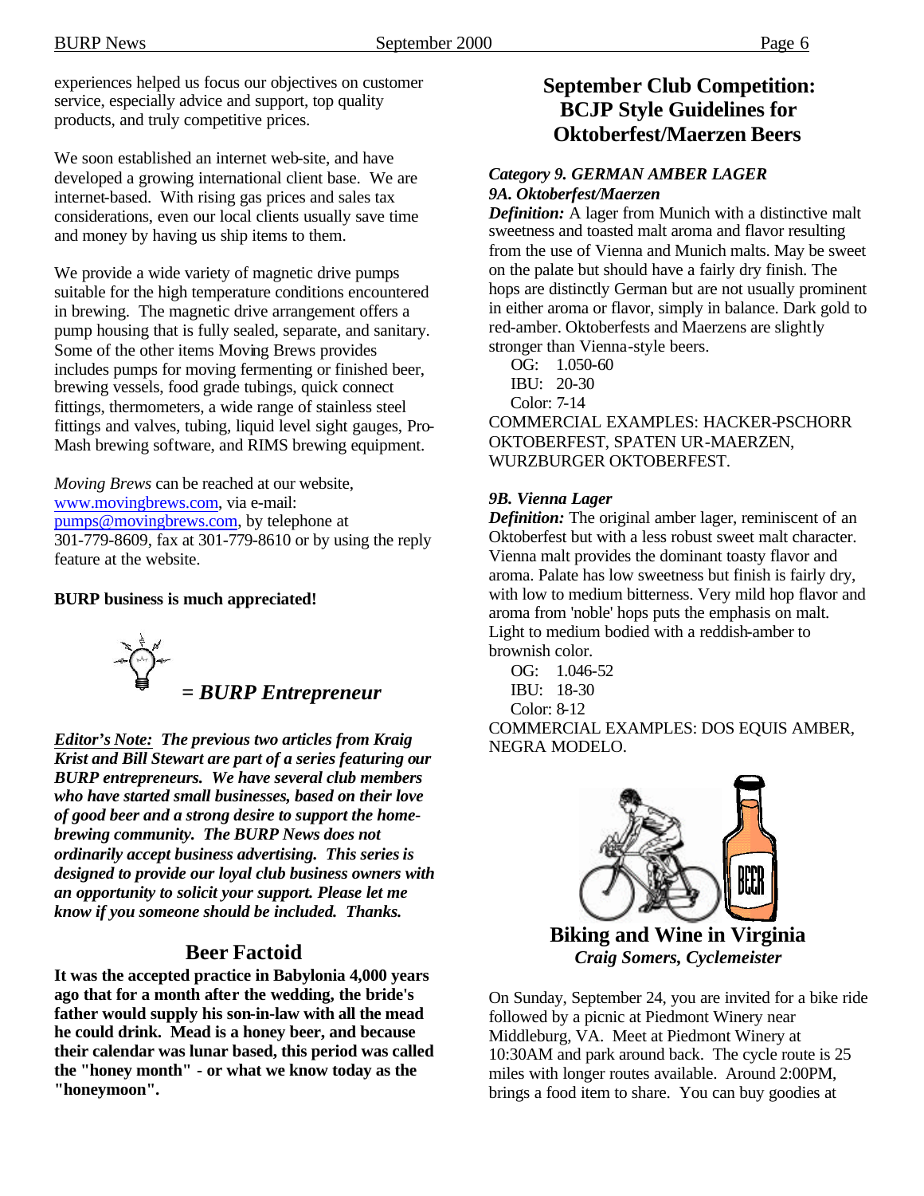experiences helped us focus our objectives on customer service, especially advice and support, top quality products, and truly competitive prices.

We soon established an internet web-site, and have developed a growing international client base. We are internet-based. With rising gas prices and sales tax considerations, even our local clients usually save time and money by having us ship items to them.

We provide a wide variety of magnetic drive pumps suitable for the high temperature conditions encountered in brewing. The magnetic drive arrangement offers a pump housing that is fully sealed, separate, and sanitary. Some of the other items Moving Brews provides includes pumps for moving fermenting or finished beer, brewing vessels, food grade tubings, quick connect fittings, thermometers, a wide range of stainless steel fittings and valves, tubing, liquid level sight gauges, Pro-Mash brewing software, and RIMS brewing equipment.

*Moving Brews* can be reached at our website, www.movingbrews.com, via e-mail: pumps@movingbrews.com, by telephone at 301-779-8609, fax at 301-779-8610 or by using the reply feature at the website.

**BURP business is much appreciated!**

***= BURP Entrepreneur***

***Editor's Note:** The previous two articles from Kraig Krist and Bill Stewart are part of a series featuring our BURP entrepreneurs. We have several club members who have started small businesses, based on their love of good beer and a strong desire to support the home-brewing community. The BURP News does not ordinarily accept business advertising. This series is designed to provide our loyal club business owners with an opportunity to solicit your support. Please let me know if you someone should be included. Thanks.*

## Beer Factoid

**It was the accepted practice in Babylonia 4,000 years ago that for a month after the wedding, the bride's father would supply his son-in-law with all the mead he could drink. Mead is a honey beer, and because their calendar was lunar based, this period was called the "honey month" - or what we know today as the "honeymoon".**

## September Club Competition: BCJP Style Guidelines for Oktoberfest/Maerzen Beers

***Category 9. GERMAN AMBER LAGER***
***9A. Oktoberfest/Maerzen***

***Definition:*** A lager from Munich with a distinctive malt sweetness and toasted malt aroma and flavor resulting from the use of Vienna and Munich malts. May be sweet on the palate but should have a fairly dry finish. The hops are distinctly German but are not usually prominent in either aroma or flavor, simply in balance. Dark gold to red-amber. Oktoberfests and Maerzens are slightly stronger than Vienna-style beers.

OG: 1.050-60
IBU: 20-30
Color: 7-14

COMMERCIAL EXAMPLES: HACKER-PSCHORR OKTOBERFEST, SPATEN UR-MAERZEN, WURZBURGER OKTOBERFEST.

***9B. Vienna Lager***

***Definition:*** The original amber lager, reminiscent of an Oktoberfest but with a less robust sweet malt character. Vienna malt provides the dominant toasty flavor and aroma. Palate has low sweetness but finish is fairly dry, with low to medium bitterness. Very mild hop flavor and aroma from 'noble' hops puts the emphasis on malt. Light to medium bodied with a reddish-amber to brownish color.

OG: 1.046-52
IBU: 18-30
Color: 8-12

COMMERCIAL EXAMPLES: DOS EQUIS AMBER, NEGRA MODELO.

## Biking and Wine in Virginia

*Craig Somers, Cyclemeister*

On Sunday, September 24, you are invited for a bike ride followed by a picnic at Piedmont Winery near Middleburg, VA. Meet at Piedmont Winery at 10:30AM and park around back. The cycle route is 25 miles with longer routes available. Around 2:00PM, brings a food item to share. You can buy goodies at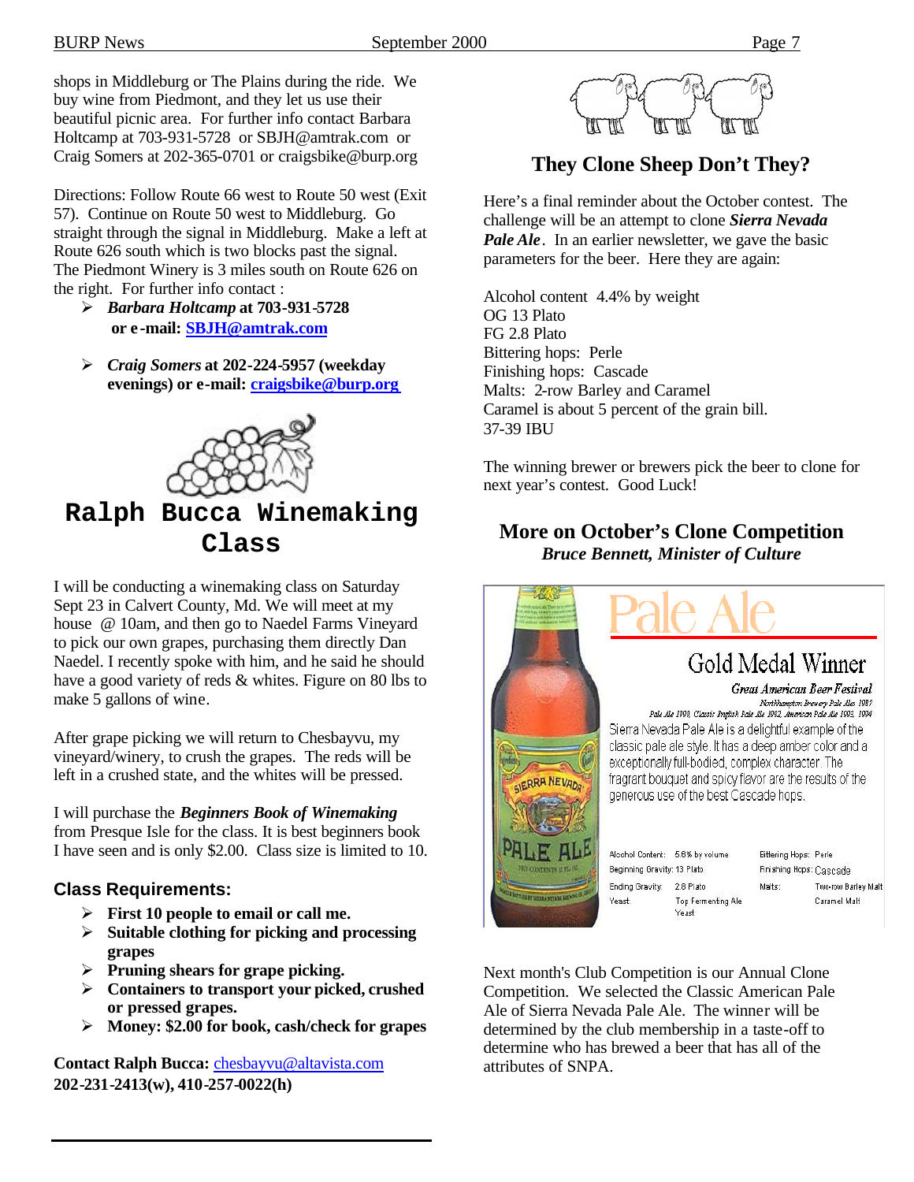shops in Middleburg or The Plains during the ride. We buy wine from Piedmont, and they let us use their beautiful picnic area. For further info contact Barbara Holtcamp at 703-931-5728 or SBJH@amtrak.com or Craig Somers at 202-365-0701 or craigsbike@burp.org

Directions: Follow Route 66 west to Route 50 west (Exit 57). Continue on Route 50 west to Middleburg. Go straight through the signal in Middleburg. Make a left at Route 626 south which is two blocks past the signal. The Piedmont Winery is 3 miles south on Route 626 on the right. For further info contact :

- ***Barbara Holtcamp* at 703-931-5728 or e-mail: SBJH@amtrak.com**
- ***Craig Somers* at 202-224-5957 (weekday evenings) or e-mail: craigsbike@burp.org**

# Ralph Bucca Winemaking Class

I will be conducting a winemaking class on Saturday Sept 23 in Calvert County, Md. We will meet at my house @ 10am, and then go to Naedel Farms Vineyard to pick our own grapes, purchasing them directly Dan Naedel. I recently spoke with him, and he said he should have a good variety of reds & whites. Figure on 80 lbs to make 5 gallons of wine.

After grape picking we will return to Chesbayvu, my vineyard/winery, to crush the grapes. The reds will be left in a crushed state, and the whites will be pressed.

I will purchase the ***Beginners Book of Winemaking*** from Presque Isle for the class. It is best beginners book I have seen and is only $2.00. Class size is limited to 10.

### Class Requirements:

- **First 10 people to email or call me.**
- **Suitable clothing for picking and processing grapes**
- **Pruning shears for grape picking.**
- **Containers to transport your picked, crushed or pressed grapes.**
- **Money: $2.00 for book, cash/check for grapes**

**Contact Ralph Bucca:** chesbayvu@altavista.com
**202-231-2413(w), 410-257-0022(h)**

## They Clone Sheep Don't They?

Here's a final reminder about the October contest. The challenge will be an attempt to clone ***Sierra Nevada Pale Ale***. In an earlier newsletter, we gave the basic parameters for the beer. Here they are again:

Alcohol content 4.4% by weight
OG 13 Plato
FG 2.8 Plato
Bittering hops: Perle
Finishing hops: Cascade
Malts: 2-row Barley and Caramel
Caramel is about 5 percent of the grain bill.
37-39 IBU

The winning brewer or brewers pick the beer to clone for next year's contest. Good Luck!

## More on October's Clone Competition

***Bruce Bennett, Minister of Culture***

Pale Ale

Gold Medal Winner

*Great American Beer Festival*

*Northampton Brewery Pale Ale 1987*
*Pale Ale 1990, Classic English Pale Ale 1992, American Pale Ale 1993, 1994*

Sierra Nevada Pale Ale is a delightful example of the classic pale ale style. It has a deep amber color and a exceptionally full-bodied, complex character. The fragrant bouquet and spicy flavor are the results of the generous use of the best Cascade hops.

| | | | |
|---|---|---|---|
| Alcohol Content: | 5.6% by volume | Bittering Hops: | Perle |
| Beginning Gravity: | 13 Plato | Finishing Hops: | Cascade |
| Ending Gravity: | 2.8 Plato | Malts: | Two-row Barley Malt |
| Yeast: | Top Fermenting Ale Yeast | | Caramel Malt |

Next month's Club Competition is our Annual Clone Competition. We selected the Classic American Pale Ale of Sierra Nevada Pale Ale. The winner will be determined by the club membership in a taste-off to determine who has brewed a beer that has all of the attributes of SNPA.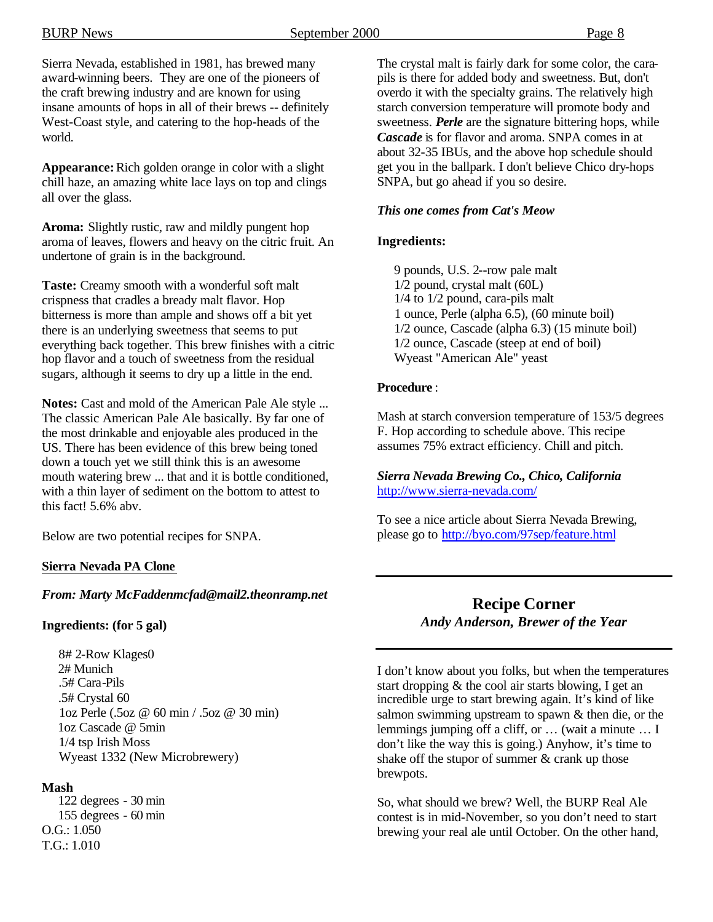Sierra Nevada, established in 1981, has brewed many award-winning beers. They are one of the pioneers of the craft brewing industry and are known for using insane amounts of hops in all of their brews -- definitely West-Coast style, and catering to the hop-heads of the world.

**Appearance:** Rich golden orange in color with a slight chill haze, an amazing white lace lays on top and clings all over the glass.

**Aroma:** Slightly rustic, raw and mildly pungent hop aroma of leaves, flowers and heavy on the citric fruit. An undertone of grain is in the background.

**Taste:** Creamy smooth with a wonderful soft malt crispness that cradles a bready malt flavor. Hop bitterness is more than ample and shows off a bit yet there is an underlying sweetness that seems to put everything back together. This brew finishes with a citric hop flavor and a touch of sweetness from the residual sugars, although it seems to dry up a little in the end.

**Notes:** Cast and mold of the American Pale Ale style ... The classic American Pale Ale basically. By far one of the most drinkable and enjoyable ales produced in the US. There has been evidence of this brew being toned down a touch yet we still think this is an awesome mouth watering brew ... that and it is bottle conditioned, with a thin layer of sediment on the bottom to attest to this fact! 5.6% abv.

Below are two potential recipes for SNPA.

**Sierra Nevada PA Clone**

***From: Marty McFaddenmcfad@mail2.theonramp.net***

**Ingredients: (for 5 gal)**

8# 2-Row Klages0
2# Munich
.5# Cara-Pils
.5# Crystal 60
1oz Perle (.5oz @ 60 min / .5oz @ 30 min)
1oz Cascade @ 5min
1/4 tsp Irish Moss
Wyeast 1332 (New Microbrewery)

**Mash**

122 degrees - 30 min
155 degrees - 60 min
O.G.: 1.050
T.G.: 1.010

The crystal malt is fairly dark for some color, the cara-pils is there for added body and sweetness. But, don't overdo it with the specialty grains. The relatively high starch conversion temperature will promote body and sweetness. ***Perle*** are the signature bittering hops, while ***Cascade*** is for flavor and aroma. SNPA comes in at about 32-35 IBUs, and the above hop schedule should get you in the ballpark. I don't believe Chico dry-hops SNPA, but go ahead if you so desire.

***This one comes from Cat's Meow***

**Ingredients:**

9 pounds, U.S. 2--row pale malt
1/2 pound, crystal malt (60L)
1/4 to 1/2 pound, cara-pils malt
1 ounce, Perle (alpha 6.5), (60 minute boil)
1/2 ounce, Cascade (alpha 6.3) (15 minute boil)
1/2 ounce, Cascade (steep at end of boil)
Wyeast "American Ale" yeast

**Procedure**:

Mash at starch conversion temperature of 153/5 degrees F. Hop according to schedule above. This recipe assumes 75% extract efficiency. Chill and pitch.

***Sierra Nevada Brewing Co., Chico, California***
http://www.sierra-nevada.com/

To see a nice article about Sierra Nevada Brewing, please go to http://byo.com/97sep/feature.html

## Recipe Corner

*Andy Anderson, Brewer of the Year*

I don't know about you folks, but when the temperatures start dropping & the cool air starts blowing, I get an incredible urge to start brewing again. It's kind of like salmon swimming upstream to spawn & then die, or the lemmings jumping off a cliff, or … (wait a minute … I don't like the way this is going.) Anyhow, it's time to shake off the stupor of summer & crank up those brewpots.

So, what should we brew? Well, the BURP Real Ale contest is in mid-November, so you don't need to start brewing your real ale until October. On the other hand,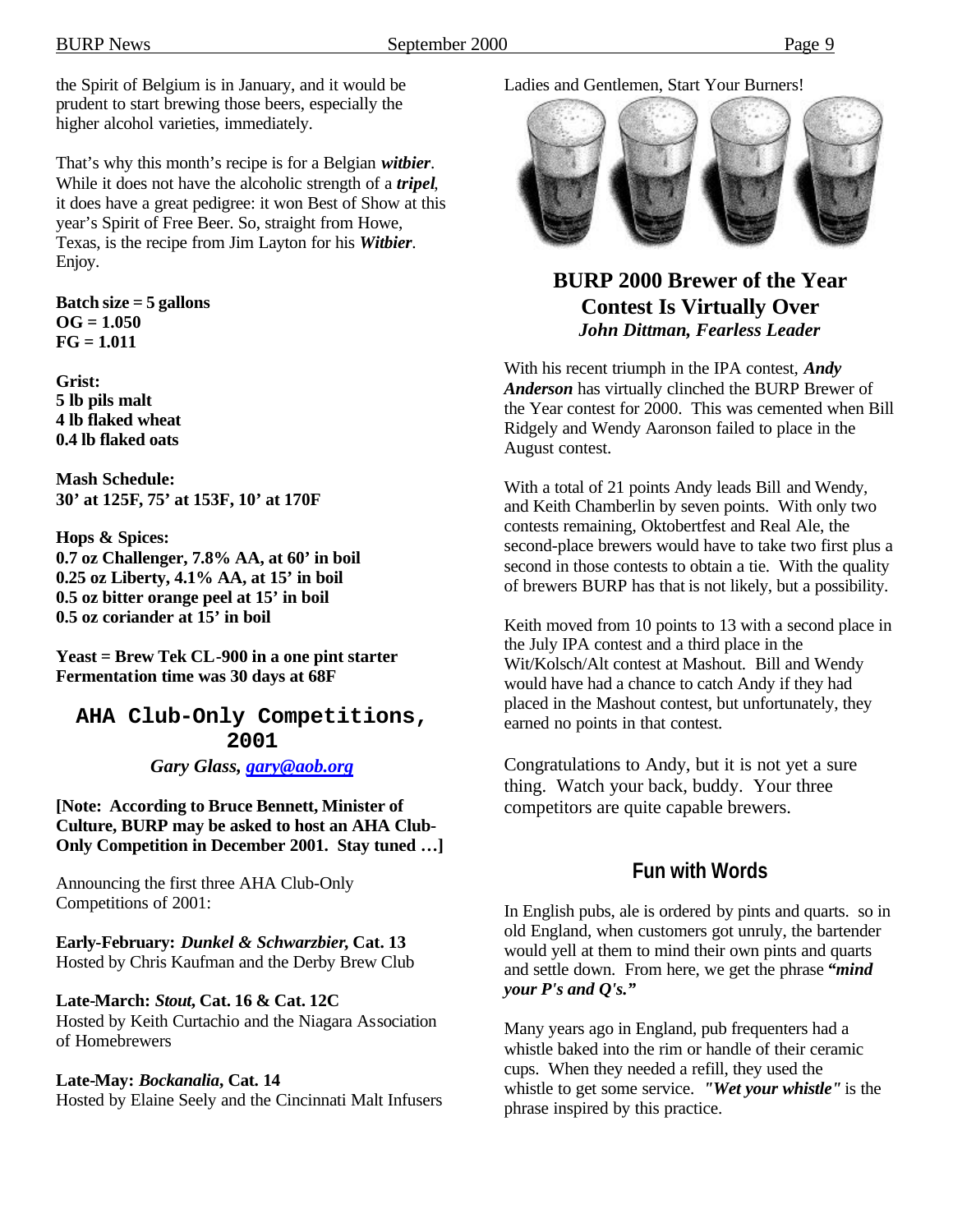the Spirit of Belgium is in January, and it would be prudent to start brewing those beers, especially the higher alcohol varieties, immediately.

That's why this month's recipe is for a Belgian ***witbier***. While it does not have the alcoholic strength of a ***tripel***, it does have a great pedigree: it won Best of Show at this year's Spirit of Free Beer. So, straight from Howe, Texas, is the recipe from Jim Layton for his ***Witbier***. Enjoy.

**Batch size = 5 gallons**
**OG = 1.050**
**FG = 1.011**

**Grist:**
**5 lb pils malt**
**4 lb flaked wheat**
**0.4 lb flaked oats**

**Mash Schedule:**
**30' at 125F, 75' at 153F, 10' at 170F**

**Hops & Spices:**
**0.7 oz Challenger, 7.8% AA, at 60' in boil**
**0.25 oz Liberty, 4.1% AA, at 15' in boil**
**0.5 oz bitter orange peel at 15' in boil**
**0.5 oz coriander at 15' in boil**

**Yeast = Brew Tek CL-900 in a one pint starter**
**Fermentation time was 30 days at 68F**

## AHA Club-Only Competitions, 2001

***Gary Glass, gary@aob.org***

**[Note: According to Bruce Bennett, Minister of Culture, BURP may be asked to host an AHA Club-Only Competition in December 2001. Stay tuned …]**

Announcing the first three AHA Club-Only Competitions of 2001:

**Early-February: *Dunkel & Schwarzbier*, Cat. 13**
Hosted by Chris Kaufman and the Derby Brew Club

**Late-March: *Stout*, Cat. 16 & Cat. 12C**
Hosted by Keith Curtachio and the Niagara Association of Homebrewers

**Late-May: *Bockanalia*, Cat. 14**
Hosted by Elaine Seely and the Cincinnati Malt Infusers

Ladies and Gentlemen, Start Your Burners!

## BURP 2000 Brewer of the Year Contest Is Virtually Over

***John Dittman, Fearless Leader***

With his recent triumph in the IPA contest, ***Andy Anderson*** has virtually clinched the BURP Brewer of the Year contest for 2000. This was cemented when Bill Ridgely and Wendy Aaronson failed to place in the August contest.

With a total of 21 points Andy leads Bill and Wendy, and Keith Chamberlin by seven points. With only two contests remaining, Oktobertfest and Real Ale, the second-place brewers would have to take two first plus a second in those contests to obtain a tie. With the quality of brewers BURP has that is not likely, but a possibility.

Keith moved from 10 points to 13 with a second place in the July IPA contest and a third place in the Wit/Kolsch/Alt contest at Mashout. Bill and Wendy would have had a chance to catch Andy if they had placed in the Mashout contest, but unfortunately, they earned no points in that contest.

Congratulations to Andy, but it is not yet a sure thing. Watch your back, buddy. Your three competitors are quite capable brewers.

## Fun with Words

In English pubs, ale is ordered by pints and quarts. so in old England, when customers got unruly, the bartender would yell at them to mind their own pints and quarts and settle down. From here, we get the phrase ***"mind your P's and Q's."***

Many years ago in England, pub frequenters had a whistle baked into the rim or handle of their ceramic cups. When they needed a refill, they used the whistle to get some service. ***"Wet your whistle"*** is the phrase inspired by this practice.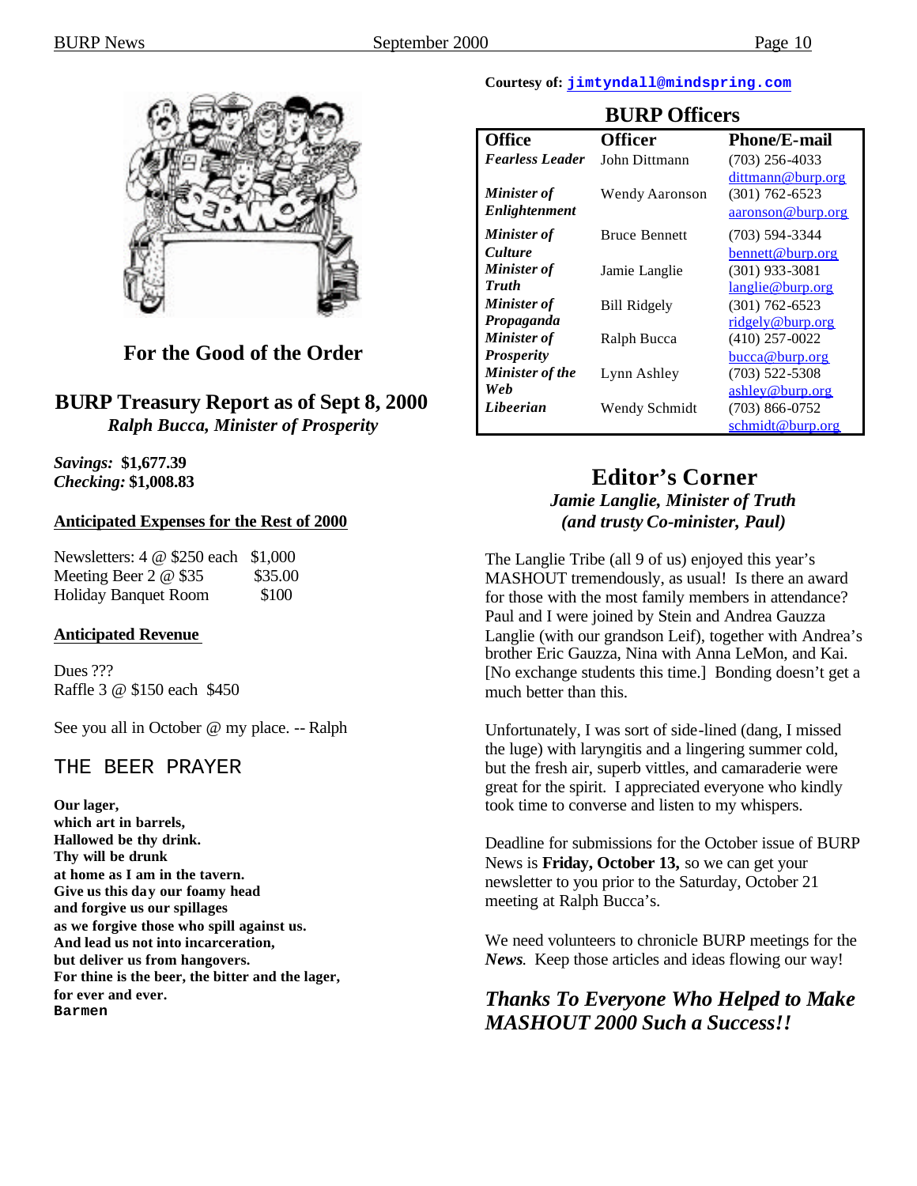## For the Good of the Order

## BURP Treasury Report as of Sept 8, 2000

*Ralph Bucca, Minister of Prosperity*

***Savings:*** **$1,677.39**
***Checking:*** **$1,008.83**

**Anticipated Expenses for the Rest of 2000**

| | |
|---|---|
| Newsletters: 4 @ $250 each | $1,000 |
| Meeting Beer 2 @ $35 | $35.00 |
| Holiday Banquet Room | $100 |

**Anticipated Revenue**

Dues ???
Raffle 3 @ $150 each $450

See you all in October @ my place. -- Ralph

### THE BEER PRAYER

**Our lager,**
**which art in barrels,**
**Hallowed be thy drink.**
**Thy will be drunk**
**at home as I am in the tavern.**
**Give us this day our foamy head**
**and forgive us our spillages**
**as we forgive those who spill against us.**
**And lead us not into incarceration,**
**but deliver us from hangovers.**
**For thine is the beer, the bitter and the lager,**
**for ever and ever.**
**Barmen**

**Courtesy of: jimtyndall@mindspring.com**

## BURP Officers

| Office | Officer | Phone/E-mail |
|---|---|---|
| ***Fearless Leader*** | John Dittmann | (703) 256-4033 dittmann@burp.org |
| ***Minister of Enlightenment*** | Wendy Aaronson | (301) 762-6523 aaronson@burp.org |
| ***Minister of Culture*** | Bruce Bennett | (703) 594-3344 bennett@burp.org |
| ***Minister of Truth*** | Jamie Langlie | (301) 933-3081 langlie@burp.org |
| ***Minister of Propaganda*** | Bill Ridgely | (301) 762-6523 ridgely@burp.org |
| ***Minister of Prosperity*** | Ralph Bucca | (410) 257-0022 bucca@burp.org |
| ***Minister of the Web*** | Lynn Ashley | (703) 522-5308 ashley@burp.org |
| ***Libeerian*** | Wendy Schmidt | (703) 866-0752 schmidt@burp.org |

## Editor's Corner

*Jamie Langlie, Minister of Truth*
*(and trusty Co-minister, Paul)*

The Langlie Tribe (all 9 of us) enjoyed this year's MASHOUT tremendously, as usual! Is there an award for those with the most family members in attendance? Paul and I were joined by Stein and Andrea Gauzza Langlie (with our grandson Leif), together with Andrea's brother Eric Gauzza, Nina with Anna LeMon, and Kai. [No exchange students this time.] Bonding doesn't get a much better than this.

Unfortunately, I was sort of side-lined (dang, I missed the luge) with laryngitis and a lingering summer cold, but the fresh air, superb vittles, and camaraderie were great for the spirit. I appreciated everyone who kindly took time to converse and listen to my whispers.

Deadline for submissions for the October issue of BURP News is **Friday, October 13,** so we can get your newsletter to you prior to the Saturday, October 21 meeting at Ralph Bucca's.

We need volunteers to chronicle BURP meetings for the *News*. Keep those articles and ideas flowing our way!

***Thanks To Everyone Who Helped to Make MASHOUT 2000 Such a Success!!***